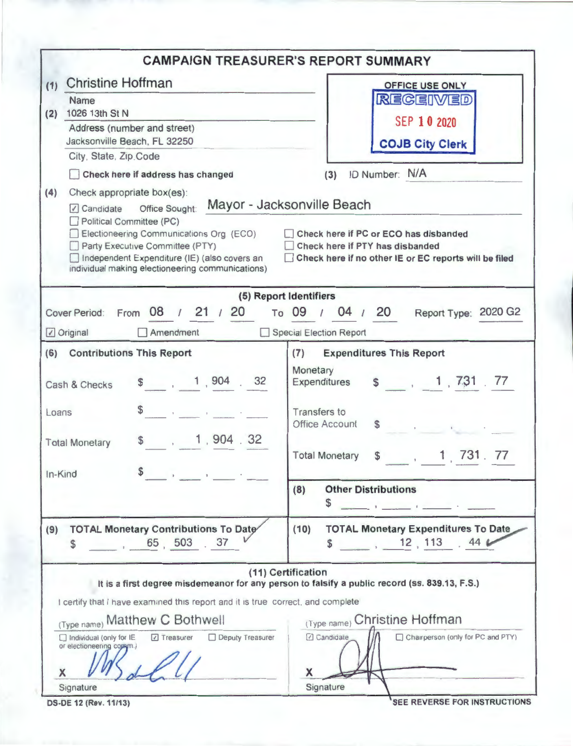# CAMPAIGN TREASURER'S REPORT SUMMARY

**(1)** Christine Hoffman
Name

**(2)** 1026 13th St N
Address (number and street)
Jacksonville Beach, FL 32250
City, State, Zip Code

☐ **Check here if address has changed**

OFFICE USE ONLY
RECEIVED
SEP 10 2020
COJB City Clerk

**(3)** ID Number: N/A

**(4)** Check appropriate box(es):

☑ Candidate Office Sought: Mayor - Jacksonville Beach
☐ Political Committee (PC)
☐ Electioneering Communications Org (ECO)
☐ Party Executive Committee (PTY)
☐ Independent Expenditure (IE) (also covers an individual making electioneering communications)

☐ **Check here if PC or ECO has disbanded**
☐ **Check here if PTY has disbanded**
☐ **Check here if no other IE or EC reports will be filed**

## (5) Report Identifiers

Cover Period: From 08 / 21 / 20 To 09 / 04 / 20 Report Type: 2020 G2

☑ Original ☐ Amendment ☐ Special Election Report

| **(6) Contributions This Report** | | **(7) Expenditures This Report** | |
|---|---|---|---|
| Cash & Checks | $ 1,904.32 | Monetary Expenditures | $ 1,731.77 |
| Loans | $ | Transfers to Office Account | $ |
| Total Monetary | $ 1,904.32 | Total Monetary | $ 1,731.77 |
| In-Kind | $ | **(8) Other Distributions** | $ |

| **(9) TOTAL Monetary Contributions To Date** | **(10) TOTAL Monetary Expenditures To Date** |
|---|---|
| $ 65,503.37 | $ 12,113.44 |

## (11) Certification

**It is a first degree misdemeanor for any person to falsify a public record (ss. 839.13, F.S.)**

I certify that I have examined this report and it is true, correct, and complete

(Type name) Matthew C Bothwell
☐ Individual (only for IE or electioneering comm.) ☑ Treasurer ☐ Deputy Treasurer

X [signature]
Signature

(Type name) Christine Hoffman
☑ Candidate ☐ Chairperson (only for PC and PTY)

X [signature]
Signature

DS-DE 12 (Rev. 11/13)

**SEE REVERSE FOR INSTRUCTIONS**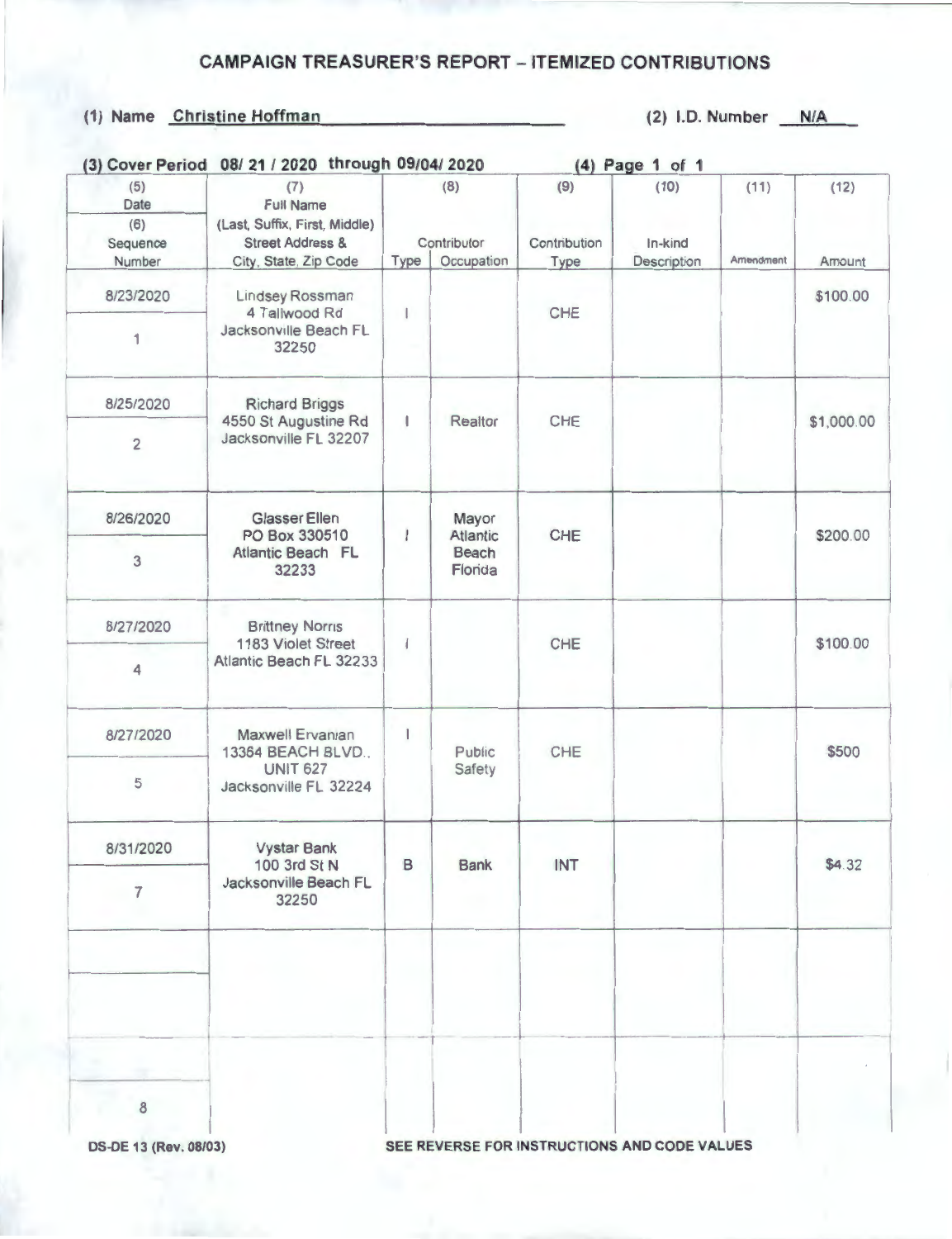# CAMPAIGN TREASURER'S REPORT – ITEMIZED CONTRIBUTIONS

**(1) Name** Christine Hoffman **(2) I.D. Number** N/A

**(3) Cover Period** 08/ 21 / 2020 through 09/04/ 2020 **(4) Page** 1 of 1

| (5) Date / (6) Sequence Number | (7) Full Name (Last, Suffix, First, Middle) Street Address & City, State, Zip Code | (8) Contributor Type | (8) Contributor Occupation | (9) Contribution Type | (10) In-kind Description | (11) Amendment | (12) Amount |
|---|---|---|---|---|---|---|---|
| 8/23/2020<br>1 | Lindsey Rossman<br>4 Tallwood Rd<br>Jacksonville Beach FL 32250 | I | | CHE | | | $100.00 |
| 8/25/2020<br>2 | Richard Briggs<br>4550 St Augustine Rd<br>Jacksonville FL 32207 | I | Realtor | CHE | | | $1,000.00 |
| 8/26/2020<br>3 | Glasser Ellen<br>PO Box 330510<br>Atlantic Beach FL 32233 | I | Mayor Atlantic Beach Florida | CHE | | | $200.00 |
| 8/27/2020<br>4 | Brittney Norris<br>1183 Violet Street<br>Atlantic Beach FL 32233 | I | | CHE | | | $100.00 |
| 8/27/2020<br>5 | Maxwell Ervanian<br>13364 BEACH BLVD., UNIT 627<br>Jacksonville FL 32224 | I | Public Safety | CHE | | | $500 |
| 8/31/2020<br>7 | Vystar Bank<br>100 3rd St N<br>Jacksonville Beach FL 32250 | B | Bank | INT | | | $4.32 |
| | | | | | | | |
| 8 | | | | | | | |

DS-DE 13 (Rev. 08/03) SEE REVERSE FOR INSTRUCTIONS AND CODE VALUES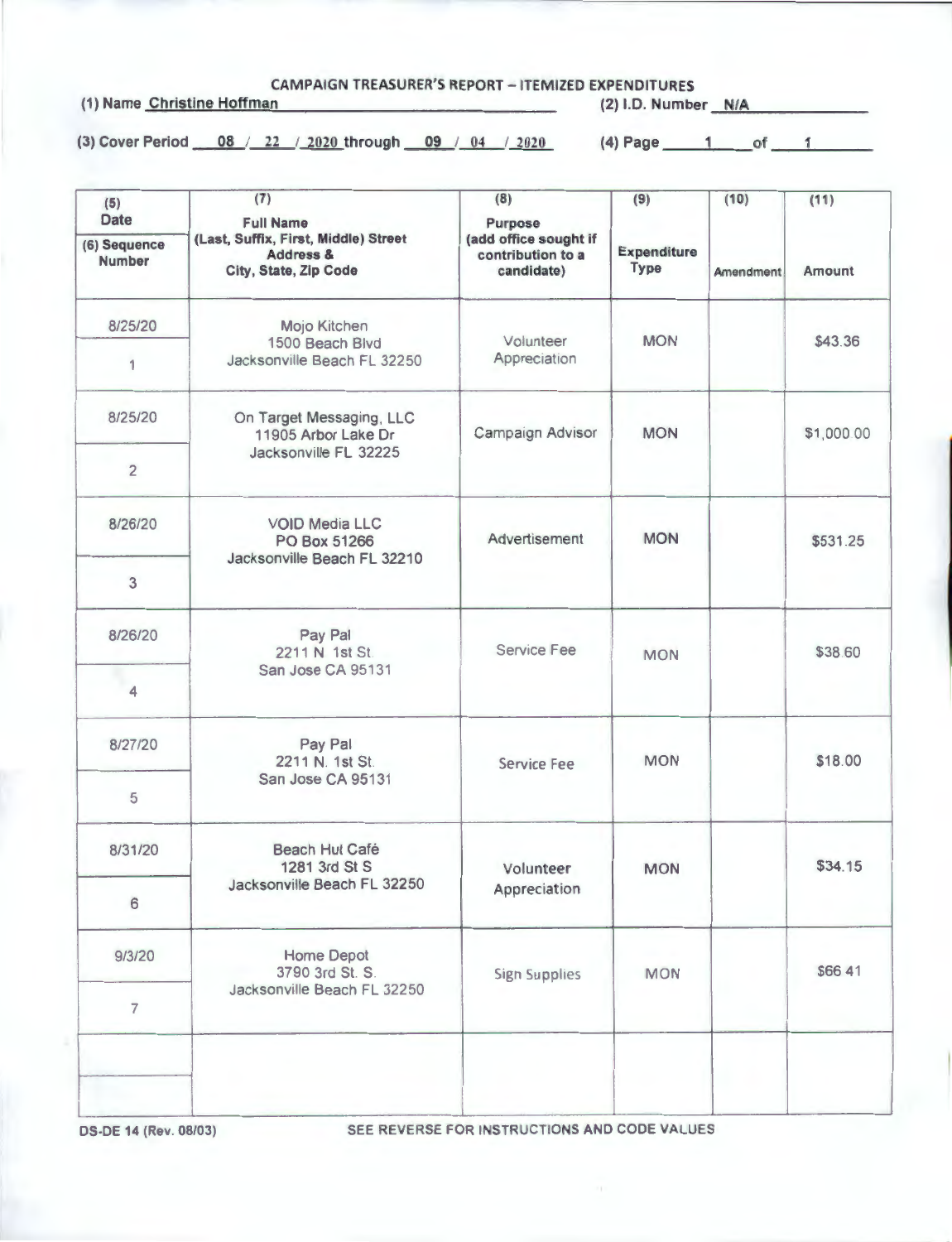# CAMPAIGN TREASURER'S REPORT – ITEMIZED EXPENDITURES

(1) Name Christine Hoffman (2) I.D. Number N/A

(3) Cover Period 08 / 22 / 2020 through 09 / 04 / 2020 (4) Page 1 of 1

| (5) Date / (6) Sequence Number | (7) Full Name (Last, Suffix, First, Middle) Street Address & City, State, Zip Code | (8) Purpose (add office sought if contribution to a candidate) | (9) Expenditure Type | (10) Amendment | (11) Amount |
|---|---|---|---|---|---|
| 8/25/20 / 1 | Mojo Kitchen 1500 Beach Blvd Jacksonville Beach FL 32250 | Volunteer Appreciation | MON | | $43.36 |
| 8/25/20 / 2 | On Target Messaging, LLC 11905 Arbor Lake Dr Jacksonville FL 32225 | Campaign Advisor | MON | | $1,000.00 |
| 8/26/20 / 3 | VOID Media LLC PO Box 51266 Jacksonville Beach FL 32210 | Advertisement | MON | | $531.25 |
| 8/26/20 / 4 | Pay Pal 2211 N 1st St. San Jose CA 95131 | Service Fee | MON | | $38.60 |
| 8/27/20 / 5 | Pay Pal 2211 N. 1st St. San Jose CA 95131 | Service Fee | MON | | $18.00 |
| 8/31/20 / 6 | Beach Hut Café 1281 3rd St S Jacksonville Beach FL 32250 | Volunteer Appreciation | MON | | $34.15 |
| 9/3/20 / 7 | Home Depot 3790 3rd St. S. Jacksonville Beach FL 32250 | Sign Supplies | MON | | $66.41 |
| | | | | | |

DS-DE 14 (Rev. 08/03) SEE REVERSE FOR INSTRUCTIONS AND CODE VALUES